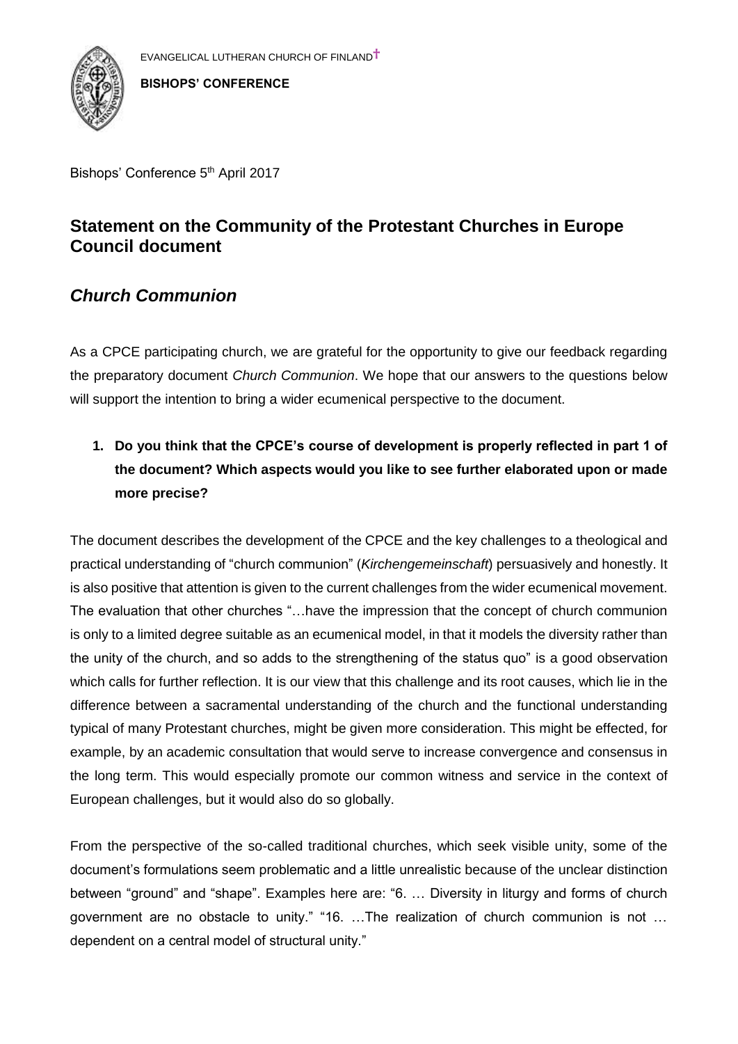EVANGELICAL LUTHERAN CHURCH OF FINLAND†

**BISHOPS' CONFERENCE**

Bishops' Conference 5th April 2017

## Statement on the Community of the Protestant Churches in Europe Council document

## *Church Communion*

As a CPCE participating church, we are grateful for the opportunity to give our feedback regarding the preparatory document *Church Communion*. We hope that our answers to the questions below will support the intention to bring a wider ecumenical perspective to the document.

1. **Do you think that the CPCE's course of development is properly reflected in part 1 of the document? Which aspects would you like to see further elaborated upon or made more precise?**

The document describes the development of the CPCE and the key challenges to a theological and practical understanding of "church communion" (*Kirchengemeinschaft*) persuasively and honestly. It is also positive that attention is given to the current challenges from the wider ecumenical movement. The evaluation that other churches "…have the impression that the concept of church communion is only to a limited degree suitable as an ecumenical model, in that it models the diversity rather than the unity of the church, and so adds to the strengthening of the status quo" is a good observation which calls for further reflection. It is our view that this challenge and its root causes, which lie in the difference between a sacramental understanding of the church and the functional understanding typical of many Protestant churches, might be given more consideration. This might be effected, for example, by an academic consultation that would serve to increase convergence and consensus in the long term. This would especially promote our common witness and service in the context of European challenges, but it would also do so globally.

From the perspective of the so-called traditional churches, which seek visible unity, some of the document's formulations seem problematic and a little unrealistic because of the unclear distinction between "ground" and "shape". Examples here are: "6. … Diversity in liturgy and forms of church government are no obstacle to unity." "16. …The realization of church communion is not … dependent on a central model of structural unity."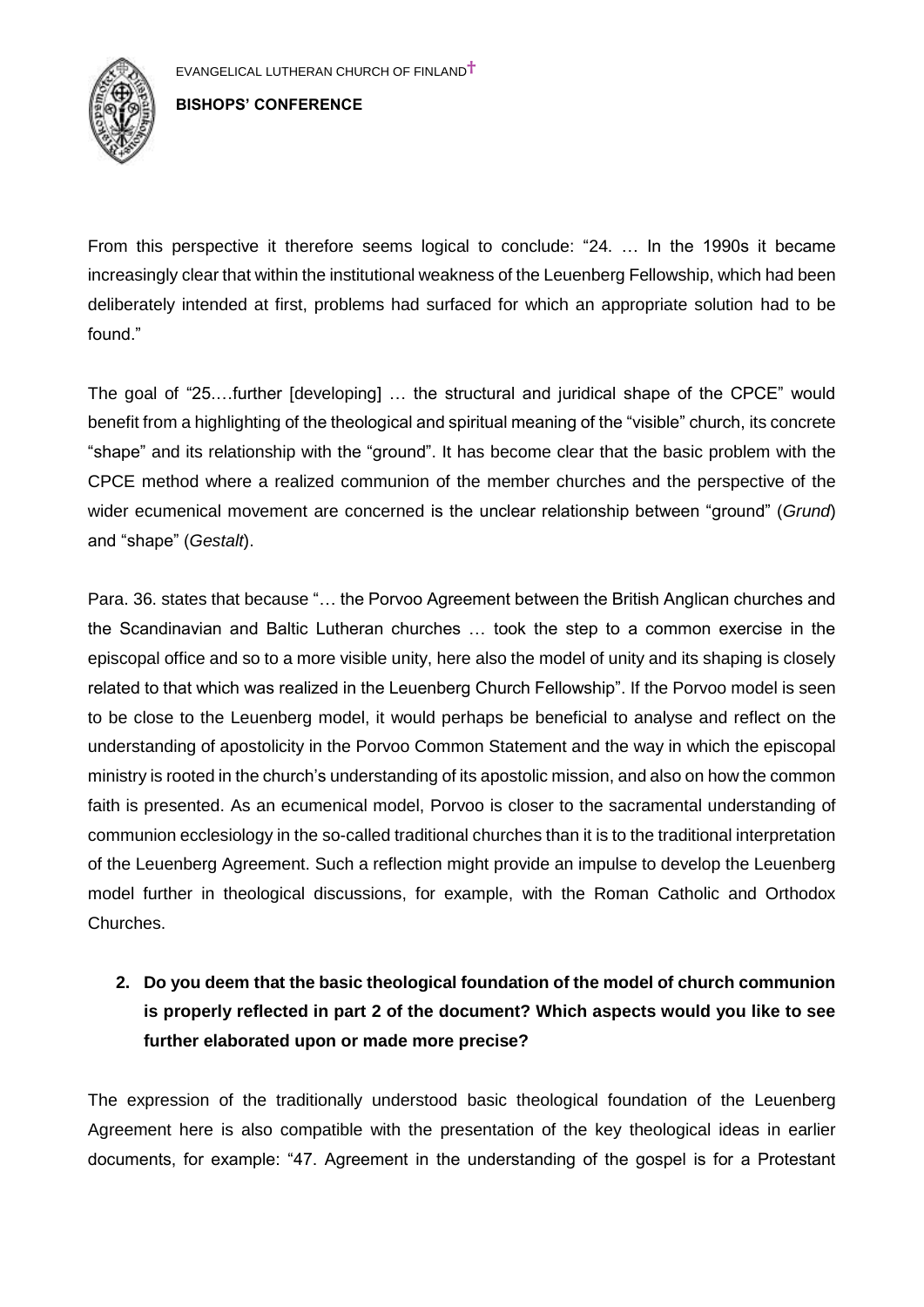From this perspective it therefore seems logical to conclude: "24. … In the 1990s it became increasingly clear that within the institutional weakness of the Leuenberg Fellowship, which had been deliberately intended at first, problems had surfaced for which an appropriate solution had to be found."

The goal of "25.…further [developing] … the structural and juridical shape of the CPCE" would benefit from a highlighting of the theological and spiritual meaning of the "visible" church, its concrete "shape" and its relationship with the "ground". It has become clear that the basic problem with the CPCE method where a realized communion of the member churches and the perspective of the wider ecumenical movement are concerned is the unclear relationship between "ground" (*Grund*) and "shape" (*Gestalt*).

Para. 36. states that because "… the Porvoo Agreement between the British Anglican churches and the Scandinavian and Baltic Lutheran churches … took the step to a common exercise in the episcopal office and so to a more visible unity, here also the model of unity and its shaping is closely related to that which was realized in the Leuenberg Church Fellowship". If the Porvoo model is seen to be close to the Leuenberg model, it would perhaps be beneficial to analyse and reflect on the understanding of apostolicity in the Porvoo Common Statement and the way in which the episcopal ministry is rooted in the church's understanding of its apostolic mission, and also on how the common faith is presented. As an ecumenical model, Porvoo is closer to the sacramental understanding of communion ecclesiology in the so-called traditional churches than it is to the traditional interpretation of the Leuenberg Agreement. Such a reflection might provide an impulse to develop the Leuenberg model further in theological discussions, for example, with the Roman Catholic and Orthodox Churches.

2. **Do you deem that the basic theological foundation of the model of church communion is properly reflected in part 2 of the document? Which aspects would you like to see further elaborated upon or made more precise?**

The expression of the traditionally understood basic theological foundation of the Leuenberg Agreement here is also compatible with the presentation of the key theological ideas in earlier documents, for example: "47. Agreement in the understanding of the gospel is for a Protestant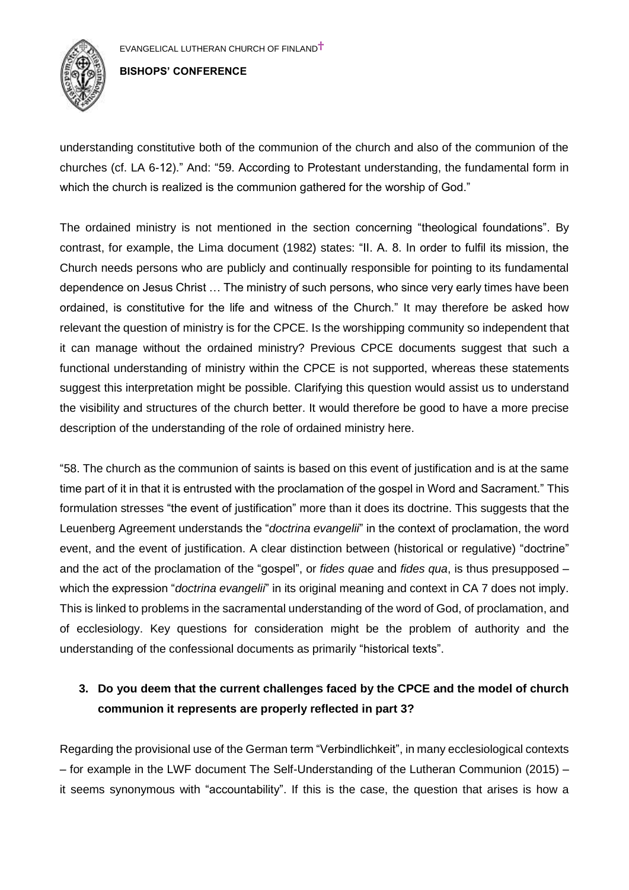understanding constitutive both of the communion of the church and also of the communion of the churches (cf. LA 6-12)." And: "59. According to Protestant understanding, the fundamental form in which the church is realized is the communion gathered for the worship of God."

The ordained ministry is not mentioned in the section concerning "theological foundations". By contrast, for example, the Lima document (1982) states: "II. A. 8. In order to fulfil its mission, the Church needs persons who are publicly and continually responsible for pointing to its fundamental dependence on Jesus Christ … The ministry of such persons, who since very early times have been ordained, is constitutive for the life and witness of the Church." It may therefore be asked how relevant the question of ministry is for the CPCE. Is the worshipping community so independent that it can manage without the ordained ministry? Previous CPCE documents suggest that such a functional understanding of ministry within the CPCE is not supported, whereas these statements suggest this interpretation might be possible. Clarifying this question would assist us to understand the visibility and structures of the church better. It would therefore be good to have a more precise description of the understanding of the role of ordained ministry here.

"58. The church as the communion of saints is based on this event of justification and is at the same time part of it in that it is entrusted with the proclamation of the gospel in Word and Sacrament." This formulation stresses "the event of justification" more than it does its doctrine. This suggests that the Leuenberg Agreement understands the "*doctrina evangelii*" in the context of proclamation, the word event, and the event of justification. A clear distinction between (historical or regulative) "doctrine" and the act of the proclamation of the "gospel", or *fides quae* and *fides qua*, is thus presupposed – which the expression "*doctrina evangelii*" in its original meaning and context in CA 7 does not imply. This is linked to problems in the sacramental understanding of the word of God, of proclamation, and of ecclesiology. Key questions for consideration might be the problem of authority and the understanding of the confessional documents as primarily "historical texts".

3. **Do you deem that the current challenges faced by the CPCE and the model of church communion it represents are properly reflected in part 3?**

Regarding the provisional use of the German term "Verbindlichkeit", in many ecclesiological contexts – for example in the LWF document The Self-Understanding of the Lutheran Communion (2015) – it seems synonymous with "accountability". If this is the case, the question that arises is how a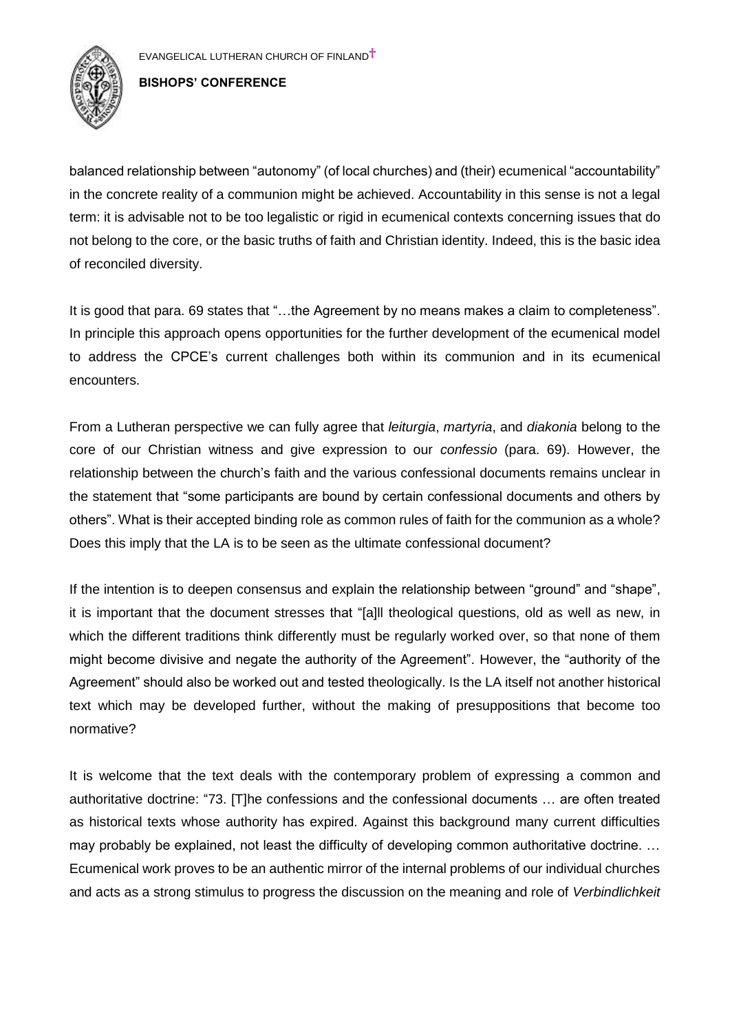balanced relationship between "autonomy" (of local churches) and (their) ecumenical "accountability" in the concrete reality of a communion might be achieved. Accountability in this sense is not a legal term: it is advisable not to be too legalistic or rigid in ecumenical contexts concerning issues that do not belong to the core, or the basic truths of faith and Christian identity. Indeed, this is the basic idea of reconciled diversity.

It is good that para. 69 states that "…the Agreement by no means makes a claim to completeness". In principle this approach opens opportunities for the further development of the ecumenical model to address the CPCE's current challenges both within its communion and in its ecumenical encounters.

From a Lutheran perspective we can fully agree that *leiturgia*, *martyria*, and *diakonia* belong to the core of our Christian witness and give expression to our *confessio* (para. 69). However, the relationship between the church's faith and the various confessional documents remains unclear in the statement that "some participants are bound by certain confessional documents and others by others". What is their accepted binding role as common rules of faith for the communion as a whole? Does this imply that the LA is to be seen as the ultimate confessional document?

If the intention is to deepen consensus and explain the relationship between "ground" and "shape", it is important that the document stresses that "[a]ll theological questions, old as well as new, in which the different traditions think differently must be regularly worked over, so that none of them might become divisive and negate the authority of the Agreement". However, the "authority of the Agreement" should also be worked out and tested theologically. Is the LA itself not another historical text which may be developed further, without the making of presuppositions that become too normative?

It is welcome that the text deals with the contemporary problem of expressing a common and authoritative doctrine: "73. [T]he confessions and the confessional documents … are often treated as historical texts whose authority has expired. Against this background many current difficulties may probably be explained, not least the difficulty of developing common authoritative doctrine. … Ecumenical work proves to be an authentic mirror of the internal problems of our individual churches and acts as a strong stimulus to progress the discussion on the meaning and role of *Verbindlichkeit*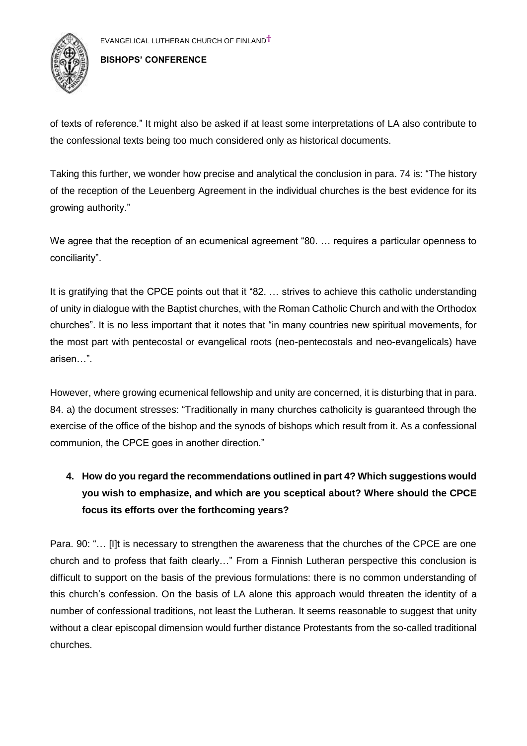of texts of reference." It might also be asked if at least some interpretations of LA also contribute to the confessional texts being too much considered only as historical documents.

Taking this further, we wonder how precise and analytical the conclusion in para. 74 is: "The history of the reception of the Leuenberg Agreement in the individual churches is the best evidence for its growing authority."

We agree that the reception of an ecumenical agreement "80. … requires a particular openness to conciliarity".

It is gratifying that the CPCE points out that it "82. … strives to achieve this catholic understanding of unity in dialogue with the Baptist churches, with the Roman Catholic Church and with the Orthodox churches". It is no less important that it notes that "in many countries new spiritual movements, for the most part with pentecostal or evangelical roots (neo-pentecostals and neo-evangelicals) have arisen…".

However, where growing ecumenical fellowship and unity are concerned, it is disturbing that in para. 84. a) the document stresses: "Traditionally in many churches catholicity is guaranteed through the exercise of the office of the bishop and the synods of bishops which result from it. As a confessional communion, the CPCE goes in another direction."

4. **How do you regard the recommendations outlined in part 4? Which suggestions would you wish to emphasize, and which are you sceptical about? Where should the CPCE focus its efforts over the forthcoming years?**

Para. 90: "… [I]t is necessary to strengthen the awareness that the churches of the CPCE are one church and to profess that faith clearly…" From a Finnish Lutheran perspective this conclusion is difficult to support on the basis of the previous formulations: there is no common understanding of this church's confession. On the basis of LA alone this approach would threaten the identity of a number of confessional traditions, not least the Lutheran. It seems reasonable to suggest that unity without a clear episcopal dimension would further distance Protestants from the so-called traditional churches.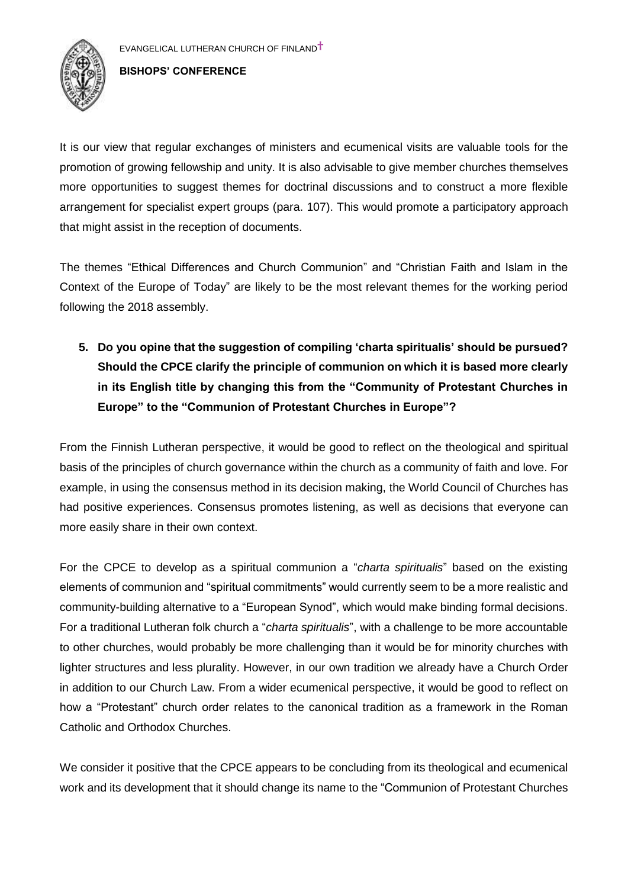It is our view that regular exchanges of ministers and ecumenical visits are valuable tools for the promotion of growing fellowship and unity. It is also advisable to give member churches themselves more opportunities to suggest themes for doctrinal discussions and to construct a more flexible arrangement for specialist expert groups (para. 107). This would promote a participatory approach that might assist in the reception of documents.

The themes "Ethical Differences and Church Communion" and "Christian Faith and Islam in the Context of the Europe of Today" are likely to be the most relevant themes for the working period following the 2018 assembly.

5. **Do you opine that the suggestion of compiling 'charta spiritualis' should be pursued? Should the CPCE clarify the principle of communion on which it is based more clearly in its English title by changing this from the "Community of Protestant Churches in Europe" to the "Communion of Protestant Churches in Europe"?**

From the Finnish Lutheran perspective, it would be good to reflect on the theological and spiritual basis of the principles of church governance within the church as a community of faith and love. For example, in using the consensus method in its decision making, the World Council of Churches has had positive experiences. Consensus promotes listening, as well as decisions that everyone can more easily share in their own context.

For the CPCE to develop as a spiritual communion a "*charta spiritualis*" based on the existing elements of communion and "spiritual commitments" would currently seem to be a more realistic and community-building alternative to a "European Synod", which would make binding formal decisions. For a traditional Lutheran folk church a "*charta spiritualis*", with a challenge to be more accountable to other churches, would probably be more challenging than it would be for minority churches with lighter structures and less plurality. However, in our own tradition we already have a Church Order in addition to our Church Law. From a wider ecumenical perspective, it would be good to reflect on how a "Protestant" church order relates to the canonical tradition as a framework in the Roman Catholic and Orthodox Churches.

We consider it positive that the CPCE appears to be concluding from its theological and ecumenical work and its development that it should change its name to the "Communion of Protestant Churches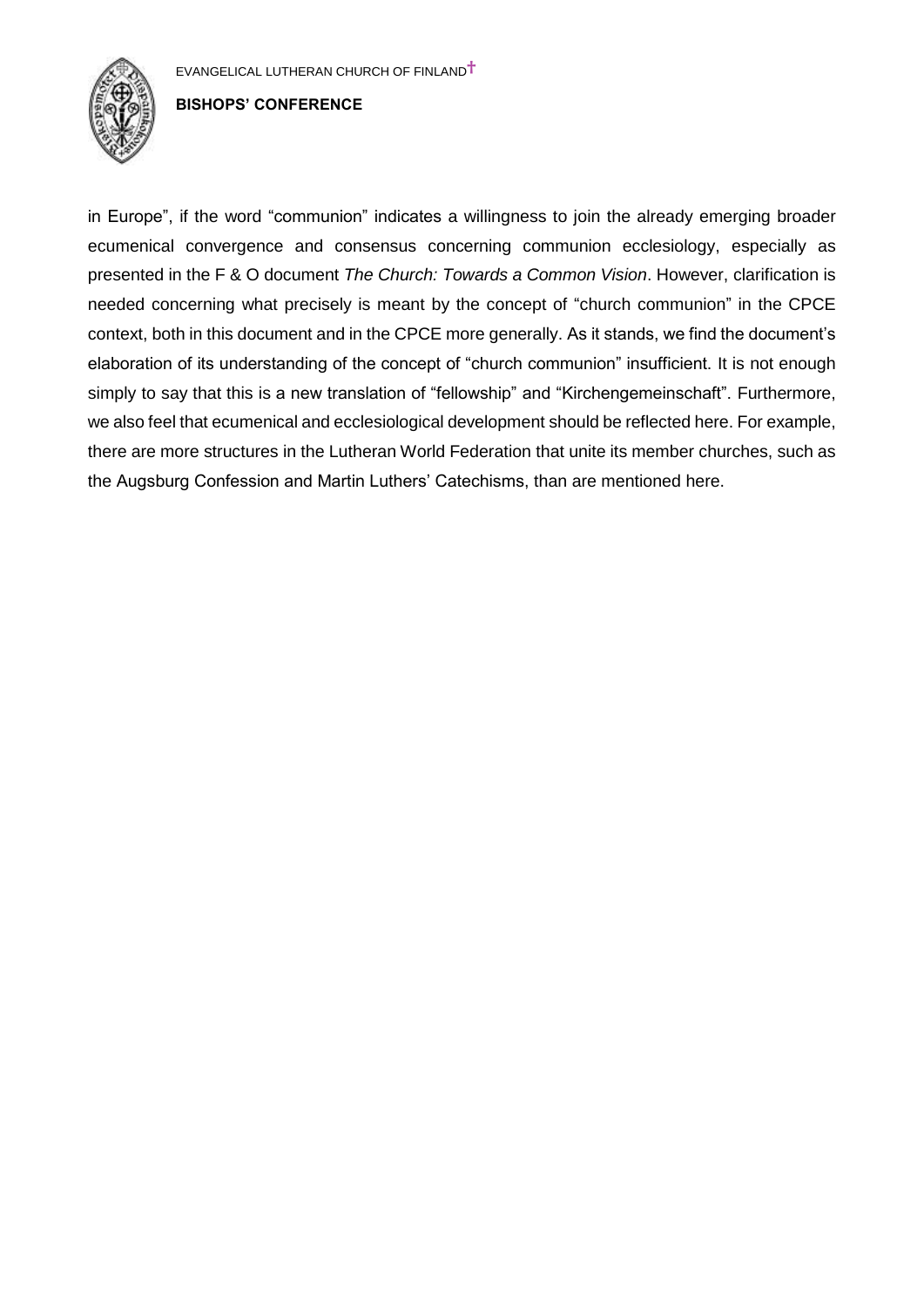in Europe", if the word "communion" indicates a willingness to join the already emerging broader ecumenical convergence and consensus concerning communion ecclesiology, especially as presented in the F & O document *The Church: Towards a Common Vision*. However, clarification is needed concerning what precisely is meant by the concept of "church communion" in the CPCE context, both in this document and in the CPCE more generally. As it stands, we find the document's elaboration of its understanding of the concept of "church communion" insufficient. It is not enough simply to say that this is a new translation of "fellowship" and "Kirchengemeinschaft". Furthermore, we also feel that ecumenical and ecclesiological development should be reflected here. For example, there are more structures in the Lutheran World Federation that unite its member churches, such as the Augsburg Confession and Martin Luthers' Catechisms, than are mentioned here.